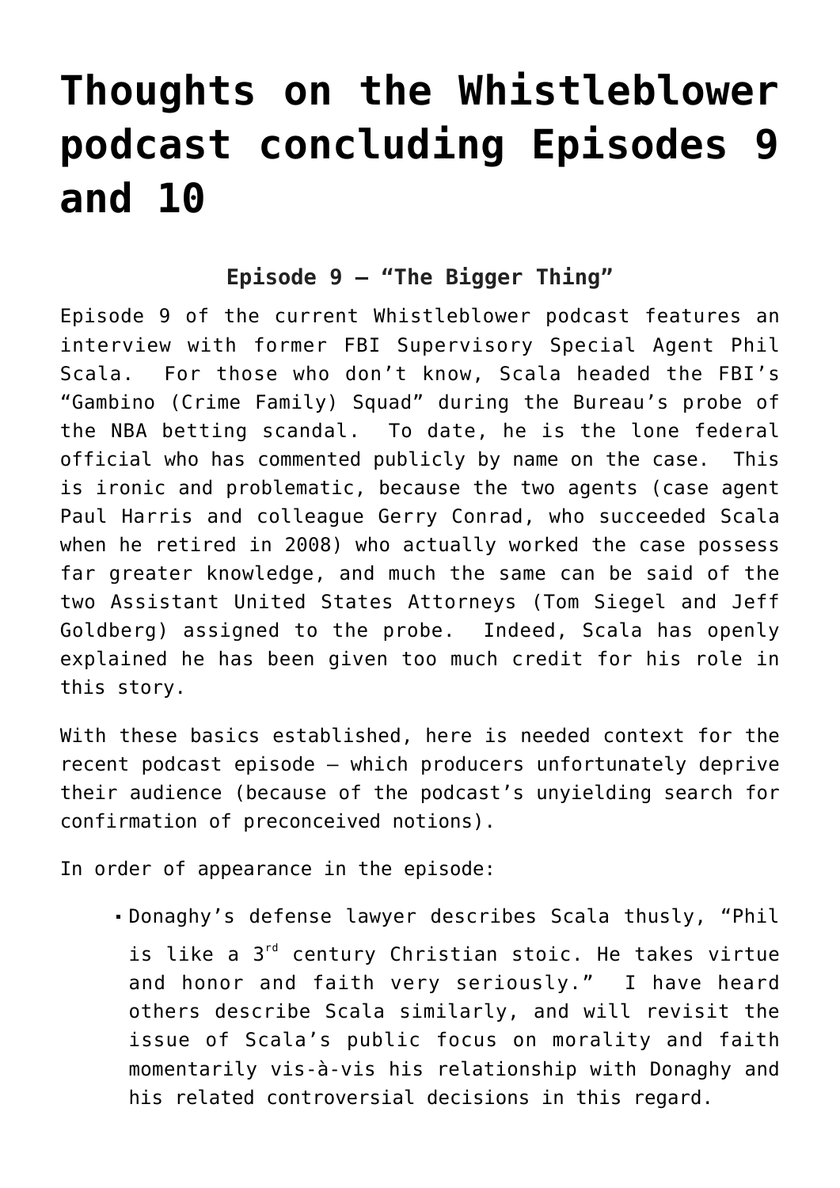# Thoughts on the Whistleblower podcast concluding Episodes 9 and 10

### Episode 9 – "The Bigger Thing"

Episode 9 of the current Whistleblower podcast features an interview with former FBI Supervisory Special Agent Phil Scala. For those who don't know, Scala headed the FBI's "Gambino (Crime Family) Squad" during the Bureau's probe of the NBA betting scandal. To date, he is the lone federal official who has commented publicly by name on the case. This is ironic and problematic, because the two agents (case agent Paul Harris and colleague Gerry Conrad, who succeeded Scala when he retired in 2008) who actually worked the case possess far greater knowledge, and much the same can be said of the two Assistant United States Attorneys (Tom Siegel and Jeff Goldberg) assigned to the probe. Indeed, Scala has openly explained he has been given too much credit for his role in this story.

With these basics established, here is needed context for the recent podcast episode – which producers unfortunately deprive their audience (because of the podcast's unyielding search for confirmation of preconceived notions).

In order of appearance in the episode:

- Donaghy's defense lawyer describes Scala thusly, "Phil is like a 3rd century Christian stoic. He takes virtue and honor and faith very seriously." I have heard others describe Scala similarly, and will revisit the issue of Scala's public focus on morality and faith momentarily vis-à-vis his relationship with Donaghy and his related controversial decisions in this regard.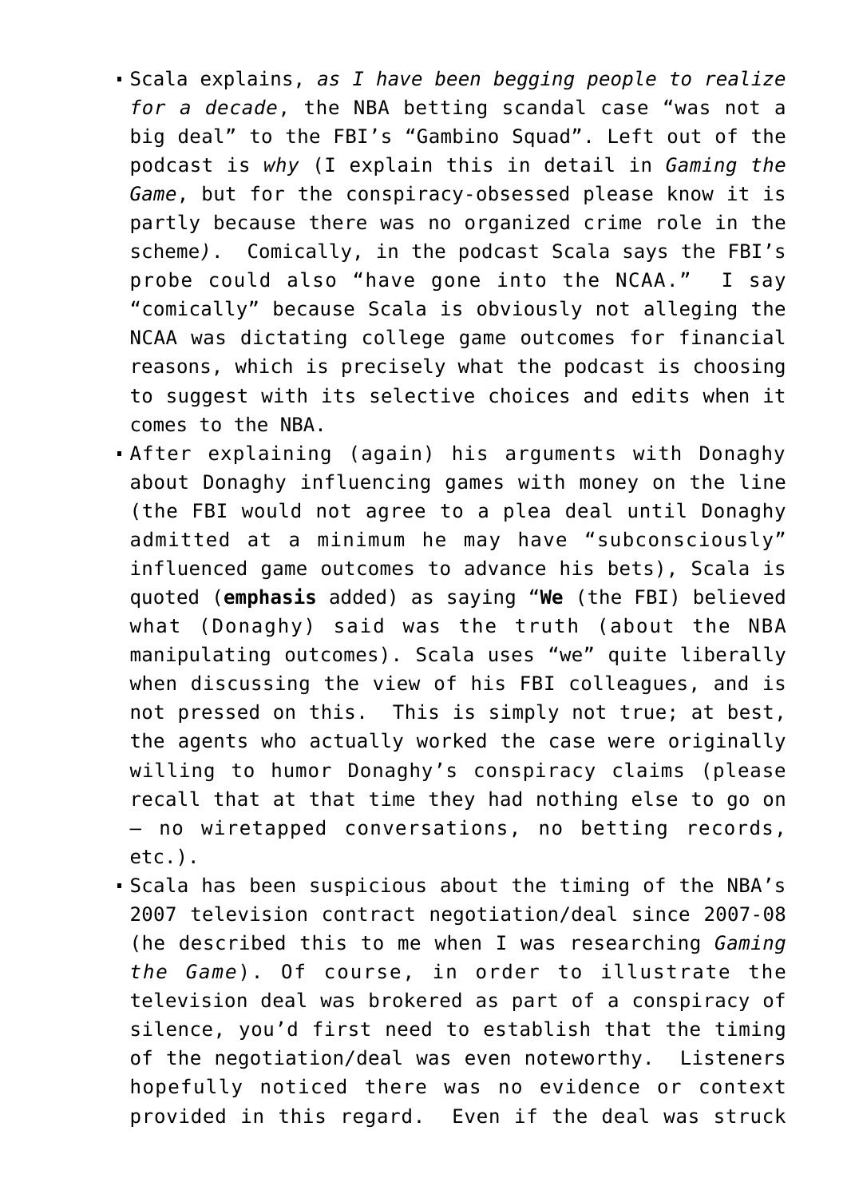- Scala explains, *as I have been begging people to realize for a decade*, the NBA betting scandal case "was not a big deal" to the FBI's "Gambino Squad". Left out of the podcast is *why* (I explain this in detail in *Gaming the Game*, but for the conspiracy-obsessed please know it is partly because there was no organized crime role in the scheme*)*.  Comically, in the podcast Scala says the FBI's probe could also "have gone into the NCAA."  I say "comically" because Scala is obviously not alleging the NCAA was dictating college game outcomes for financial reasons, which is precisely what the podcast is choosing to suggest with its selective choices and edits when it comes to the NBA.
- After explaining (again) his arguments with Donaghy about Donaghy influencing games with money on the line (the FBI would not agree to a plea deal until Donaghy admitted at a minimum he may have "subconsciously" influenced game outcomes to advance his bets), Scala is quoted (**emphasis** added) as saying "**We** (the FBI) believed what (Donaghy) said was the truth (about the NBA manipulating outcomes). Scala uses "we" quite liberally when discussing the view of his FBI colleagues, and is not pressed on this.  This is simply not true; at best, the agents who actually worked the case were originally willing to humor Donaghy's conspiracy claims (please recall that at that time they had nothing else to go on – no wiretapped conversations, no betting records, etc.).
- Scala has been suspicious about the timing of the NBA's 2007 television contract negotiation/deal since 2007-08 (he described this to me when I was researching *Gaming the Game*). Of course, in order to illustrate the television deal was brokered as part of a conspiracy of silence, you'd first need to establish that the timing of the negotiation/deal was even noteworthy.  Listeners hopefully noticed there was no evidence or context provided in this regard.  Even if the deal was struck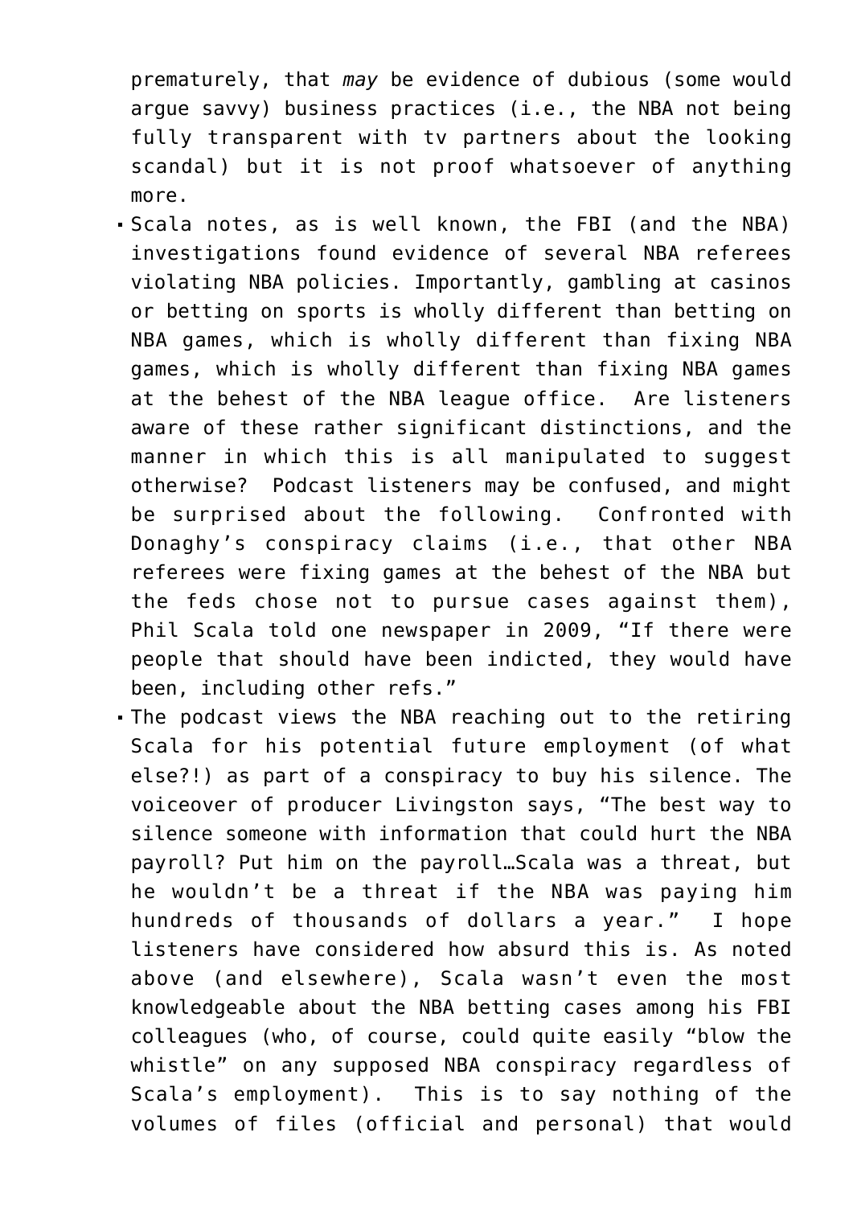prematurely, that *may* be evidence of dubious (some would argue savvy) business practices (i.e., the NBA not being fully transparent with tv partners about the looking scandal) but it is not proof whatsoever of anything more.

- Scala notes, as is well known, the FBI (and the NBA) investigations found evidence of several NBA referees violating NBA policies. Importantly, gambling at casinos or betting on sports is wholly different than betting on NBA games, which is wholly different than fixing NBA games, which is wholly different than fixing NBA games at the behest of the NBA league office. Are listeners aware of these rather significant distinctions, and the manner in which this is all manipulated to suggest otherwise? Podcast listeners may be confused, and might be surprised about the following. Confronted with Donaghy's conspiracy claims (i.e., that other NBA referees were fixing games at the behest of the NBA but the feds chose not to pursue cases against them), Phil Scala told one newspaper in 2009, "If there were people that should have been indicted, they would have been, including other refs."
- The podcast views the NBA reaching out to the retiring Scala for his potential future employment (of what else?!) as part of a conspiracy to buy his silence. The voiceover of producer Livingston says, "The best way to silence someone with information that could hurt the NBA payroll? Put him on the payroll…Scala was a threat, but he wouldn't be a threat if the NBA was paying him hundreds of thousands of dollars a year." I hope listeners have considered how absurd this is. As noted above (and elsewhere), Scala wasn't even the most knowledgeable about the NBA betting cases among his FBI colleagues (who, of course, could quite easily "blow the whistle" on any supposed NBA conspiracy regardless of Scala's employment). This is to say nothing of the volumes of files (official and personal) that would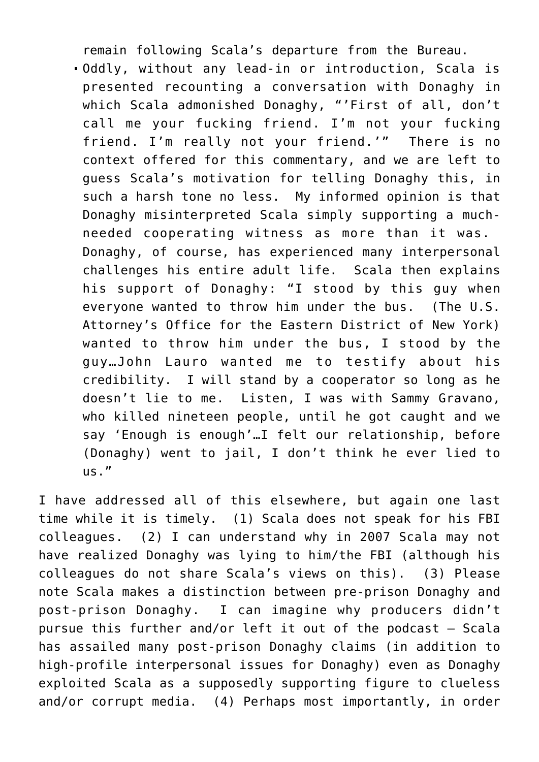remain following Scala's departure from the Bureau.

- Oddly, without any lead-in or introduction, Scala is presented recounting a conversation with Donaghy in which Scala admonished Donaghy, "'First of all, don't call me your fucking friend. I'm not your fucking friend. I'm really not your friend.'" There is no context offered for this commentary, and we are left to guess Scala's motivation for telling Donaghy this, in such a harsh tone no less. My informed opinion is that Donaghy misinterpreted Scala simply supporting a much-needed cooperating witness as more than it was. Donaghy, of course, has experienced many interpersonal challenges his entire adult life. Scala then explains his support of Donaghy: "I stood by this guy when everyone wanted to throw him under the bus. (The U.S. Attorney's Office for the Eastern District of New York) wanted to throw him under the bus, I stood by the guy…John Lauro wanted me to testify about his credibility. I will stand by a cooperator so long as he doesn't lie to me. Listen, I was with Sammy Gravano, who killed nineteen people, until he got caught and we say 'Enough is enough'…I felt our relationship, before (Donaghy) went to jail, I don't think he ever lied to us."

I have addressed all of this elsewhere, but again one last time while it is timely. (1) Scala does not speak for his FBI colleagues. (2) I can understand why in 2007 Scala may not have realized Donaghy was lying to him/the FBI (although his colleagues do not share Scala's views on this). (3) Please note Scala makes a distinction between pre-prison Donaghy and post-prison Donaghy. I can imagine why producers didn't pursue this further and/or left it out of the podcast – Scala has assailed many post-prison Donaghy claims (in addition to high-profile interpersonal issues for Donaghy) even as Donaghy exploited Scala as a supposedly supporting figure to clueless and/or corrupt media. (4) Perhaps most importantly, in order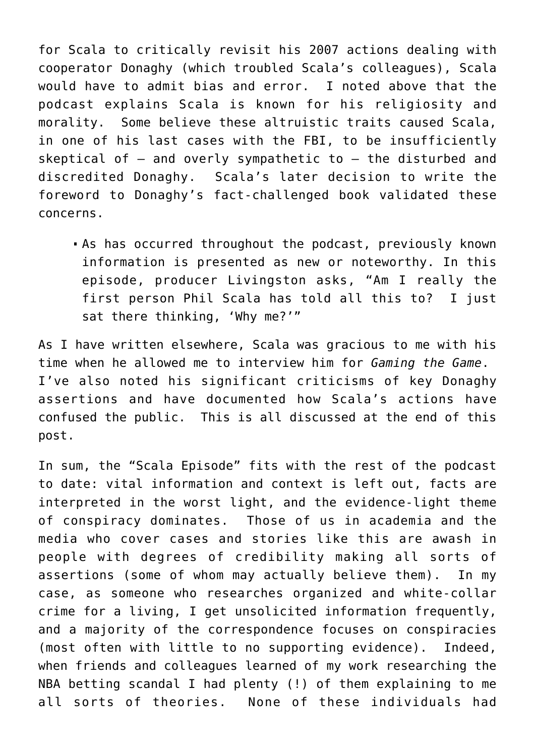for Scala to critically revisit his 2007 actions dealing with cooperator Donaghy (which troubled Scala's colleagues), Scala would have to admit bias and error. I noted above that the podcast explains Scala is known for his religiosity and morality. Some believe these altruistic traits caused Scala, in one of his last cases with the FBI, to be insufficiently skeptical of – and overly sympathetic to – the disturbed and discredited Donaghy. Scala's later decision to write the foreword to Donaghy's fact-challenged book validated these concerns.

- As has occurred throughout the podcast, previously known information is presented as new or noteworthy. In this episode, producer Livingston asks, "Am I really the first person Phil Scala has told all this to? I just sat there thinking, 'Why me?'"

As I have written elsewhere, Scala was gracious to me with his time when he allowed me to interview him for *Gaming the Game*. I've also noted his significant criticisms of key Donaghy assertions and have documented how Scala's actions have confused the public. This is all discussed at the end of this post.

In sum, the "Scala Episode" fits with the rest of the podcast to date: vital information and context is left out, facts are interpreted in the worst light, and the evidence-light theme of conspiracy dominates. Those of us in academia and the media who cover cases and stories like this are awash in people with degrees of credibility making all sorts of assertions (some of whom may actually believe them). In my case, as someone who researches organized and white-collar crime for a living, I get unsolicited information frequently, and a majority of the correspondence focuses on conspiracies (most often with little to no supporting evidence). Indeed, when friends and colleagues learned of my work researching the NBA betting scandal I had plenty (!) of them explaining to me all sorts of theories. None of these individuals had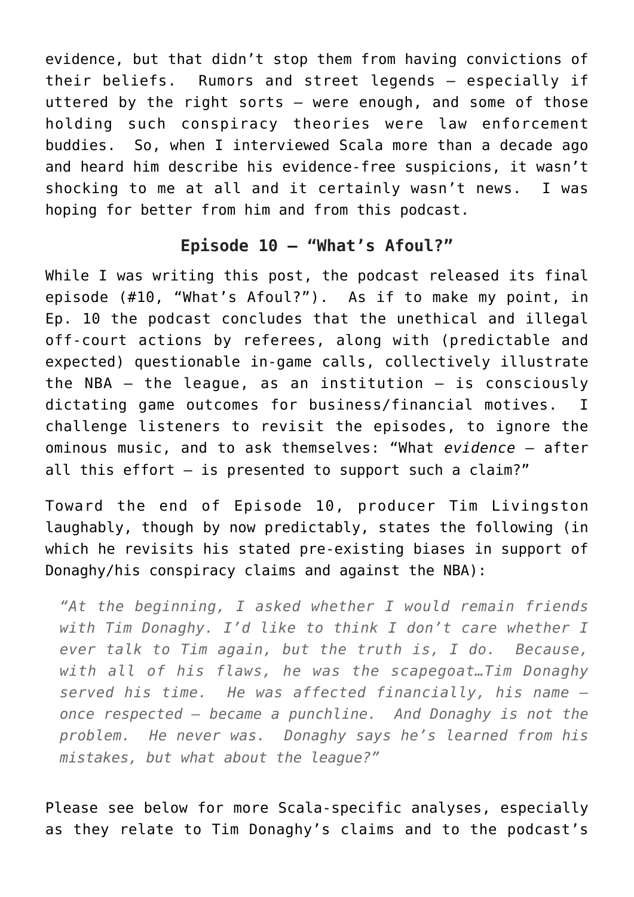evidence, but that didn't stop them from having convictions of their beliefs. Rumors and street legends – especially if uttered by the right sorts – were enough, and some of those holding such conspiracy theories were law enforcement buddies. So, when I interviewed Scala more than a decade ago and heard him describe his evidence-free suspicions, it wasn't shocking to me at all and it certainly wasn't news. I was hoping for better from him and from this podcast.

## Episode 10 – "What's Afoul?"

While I was writing this post, the podcast released its final episode (#10, "What's Afoul?"). As if to make my point, in Ep. 10 the podcast concludes that the unethical and illegal off-court actions by referees, along with (predictable and expected) questionable in-game calls, collectively illustrate the NBA – the league, as an institution – is consciously dictating game outcomes for business/financial motives. I challenge listeners to revisit the episodes, to ignore the ominous music, and to ask themselves: "What *evidence* – after all this effort – is presented to support such a claim?"

Toward the end of Episode 10, producer Tim Livingston laughably, though by now predictably, states the following (in which he revisits his stated pre-existing biases in support of Donaghy/his conspiracy claims and against the NBA):

> *"At the beginning, I asked whether I would remain friends with Tim Donaghy. I'd like to think I don't care whether I ever talk to Tim again, but the truth is, I do. Because, with all of his flaws, he was the scapegoat…Tim Donaghy served his time. He was affected financially, his name – once respected – became a punchline. And Donaghy is not the problem. He never was. Donaghy says he's learned from his mistakes, but what about the league?"*

Please see below for more Scala-specific analyses, especially as they relate to Tim Donaghy's claims and to the podcast's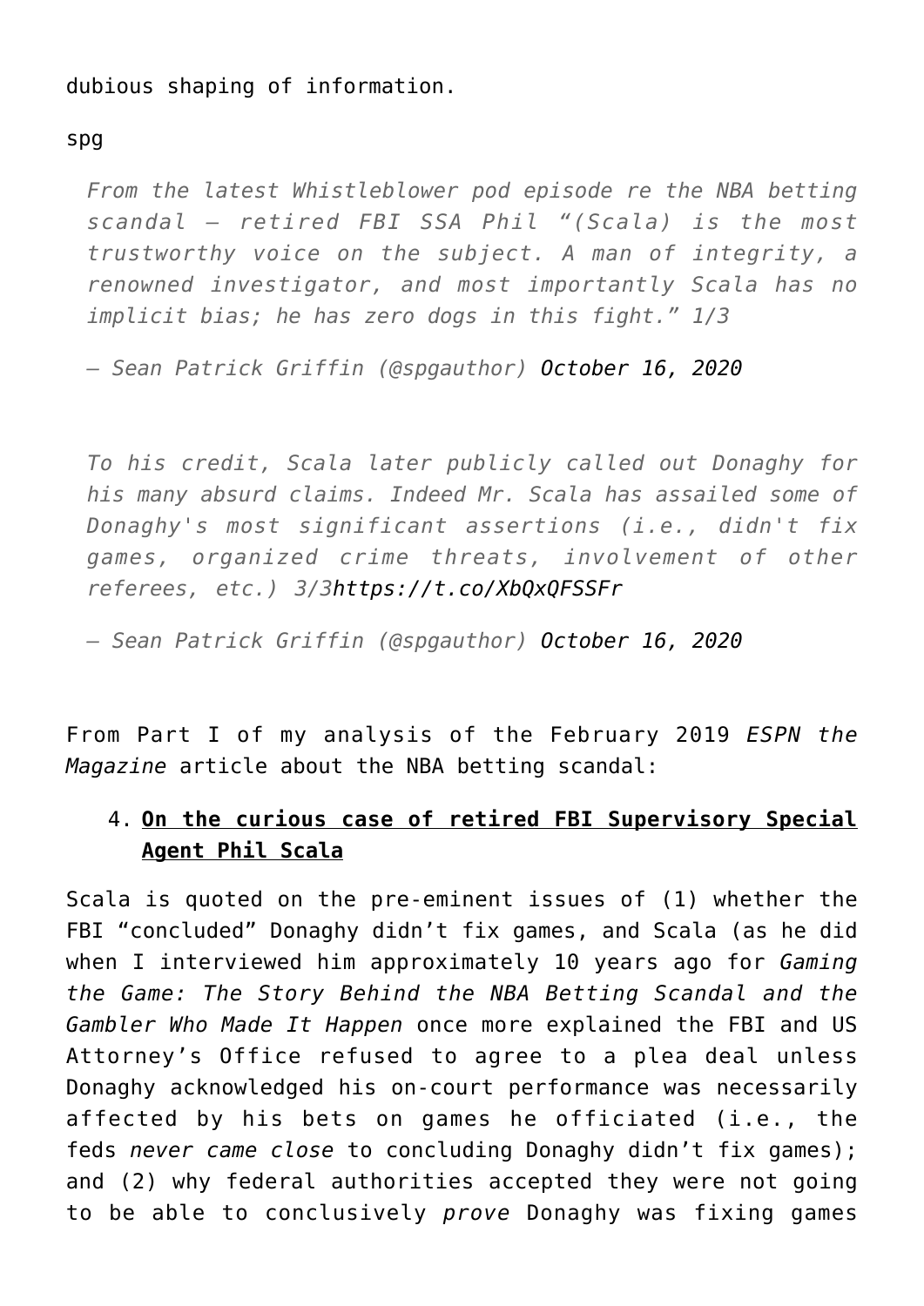dubious shaping of information.

spg

> *From the latest Whistleblower pod episode re the NBA betting scandal – retired FBI SSA Phil "(Scala) is the most trustworthy voice on the subject. A man of integrity, a renowned investigator, and most importantly Scala has no implicit bias; he has zero dogs in this fight." 1/3*
>
> *— Sean Patrick Griffin (@spgauthor) October 16, 2020*

> *To his credit, Scala later publicly called out Donaghy for his many absurd claims. Indeed Mr. Scala has assailed some of Donaghy's most significant assertions (i.e., didn't fix games, organized crime threats, involvement of other referees, etc.) 3/3https://t.co/XbQxQFSSFr*
>
> *— Sean Patrick Griffin (@spgauthor) October 16, 2020*

From Part I of my analysis of the February 2019 *ESPN the Magazine* article about the NBA betting scandal:

4. **On the curious case of retired FBI Supervisory Special Agent Phil Scala**

Scala is quoted on the pre-eminent issues of (1) whether the FBI "concluded" Donaghy didn't fix games, and Scala (as he did when I interviewed him approximately 10 years ago for *Gaming the Game: The Story Behind the NBA Betting Scandal and the Gambler Who Made It Happen* once more explained the FBI and US Attorney's Office refused to agree to a plea deal unless Donaghy acknowledged his on-court performance was necessarily affected by his bets on games he officiated (i.e., the feds *never came close* to concluding Donaghy didn't fix games); and (2) why federal authorities accepted they were not going to be able to conclusively *prove* Donaghy was fixing games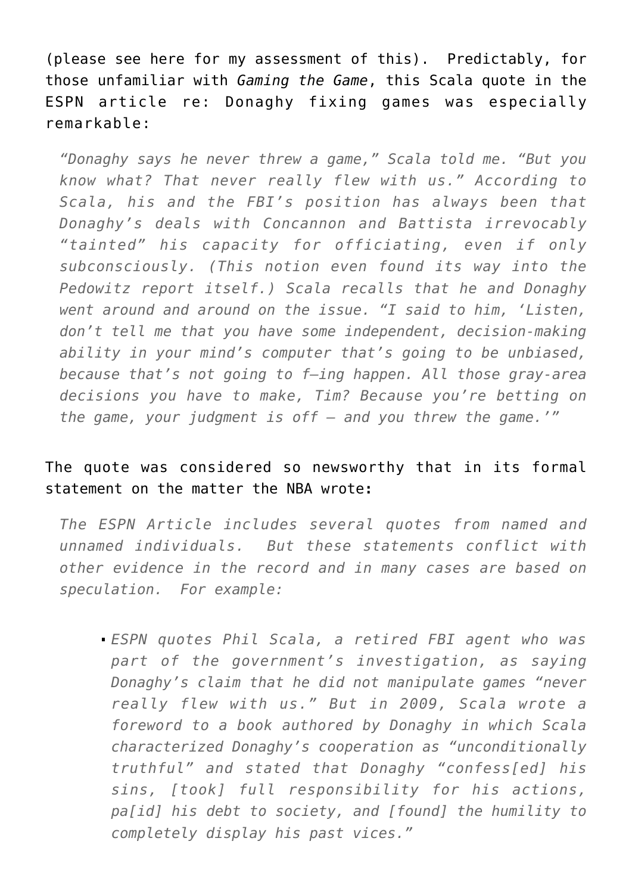(please see here for my assessment of this). Predictably, for those unfamiliar with *Gaming the Game*, this Scala quote in the ESPN article re: Donaghy fixing games was especially remarkable:

> *"Donaghy says he never threw a game," Scala told me. "But you know what? That never really flew with us." According to Scala, his and the FBI's position has always been that Donaghy's deals with Concannon and Battista irrevocably "tainted" his capacity for officiating, even if only subconsciously. (This notion even found its way into the Pedowitz report itself.) Scala recalls that he and Donaghy went around and around on the issue. "I said to him, 'Listen, don't tell me that you have some independent, decision-making ability in your mind's computer that's going to be unbiased, because that's not going to f—ing happen. All those gray-area decisions you have to make, Tim? Because you're betting on the game, your judgment is off — and you threw the game.'"*

The quote was considered so newsworthy that in its formal statement on the matter the NBA wrote:

> *The ESPN Article includes several quotes from named and unnamed individuals. But these statements conflict with other evidence in the record and in many cases are based on speculation. For example:*
>
> - *ESPN quotes Phil Scala, a retired FBI agent who was part of the government's investigation, as saying Donaghy's claim that he did not manipulate games "never really flew with us." But in 2009, Scala wrote a foreword to a book authored by Donaghy in which Scala characterized Donaghy's cooperation as "unconditionally truthful" and stated that Donaghy "confess[ed] his sins, [took] full responsibility for his actions, pa[id] his debt to society, and [found] the humility to completely display his past vices."*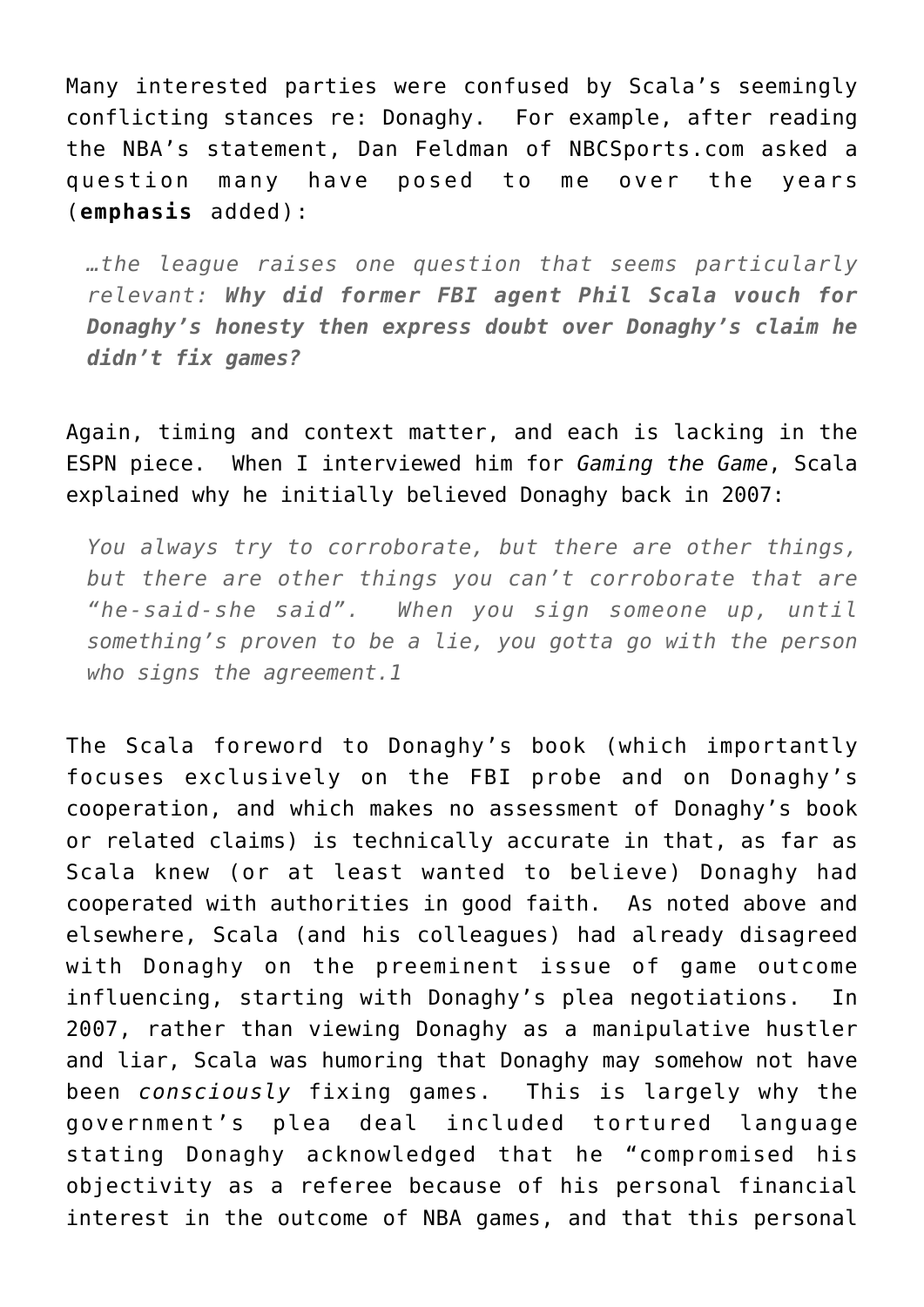Many interested parties were confused by Scala's seemingly conflicting stances re: Donaghy. For example, after reading the NBA's statement, Dan Feldman of NBCSports.com asked a question many have posed to me over the years (**emphasis** added):

> *…the league raises one question that seems particularly relevant:* ***Why did former FBI agent Phil Scala vouch for Donaghy's honesty then express doubt over Donaghy's claim he didn't fix games?***

Again, timing and context matter, and each is lacking in the ESPN piece. When I interviewed him for *Gaming the Game*, Scala explained why he initially believed Donaghy back in 2007:

> *You always try to corroborate, but there are other things, but there are other things you can't corroborate that are "he-said-she said". When you sign someone up, until something's proven to be a lie, you gotta go with the person who signs the agreement.1*

The Scala foreword to Donaghy's book (which importantly focuses exclusively on the FBI probe and on Donaghy's cooperation, and which makes no assessment of Donaghy's book or related claims) is technically accurate in that, as far as Scala knew (or at least wanted to believe) Donaghy had cooperated with authorities in good faith. As noted above and elsewhere, Scala (and his colleagues) had already disagreed with Donaghy on the preeminent issue of game outcome influencing, starting with Donaghy's plea negotiations. In 2007, rather than viewing Donaghy as a manipulative hustler and liar, Scala was humoring that Donaghy may somehow not have been *consciously* fixing games. This is largely why the government's plea deal included tortured language stating Donaghy acknowledged that he "compromised his objectivity as a referee because of his personal financial interest in the outcome of NBA games, and that this personal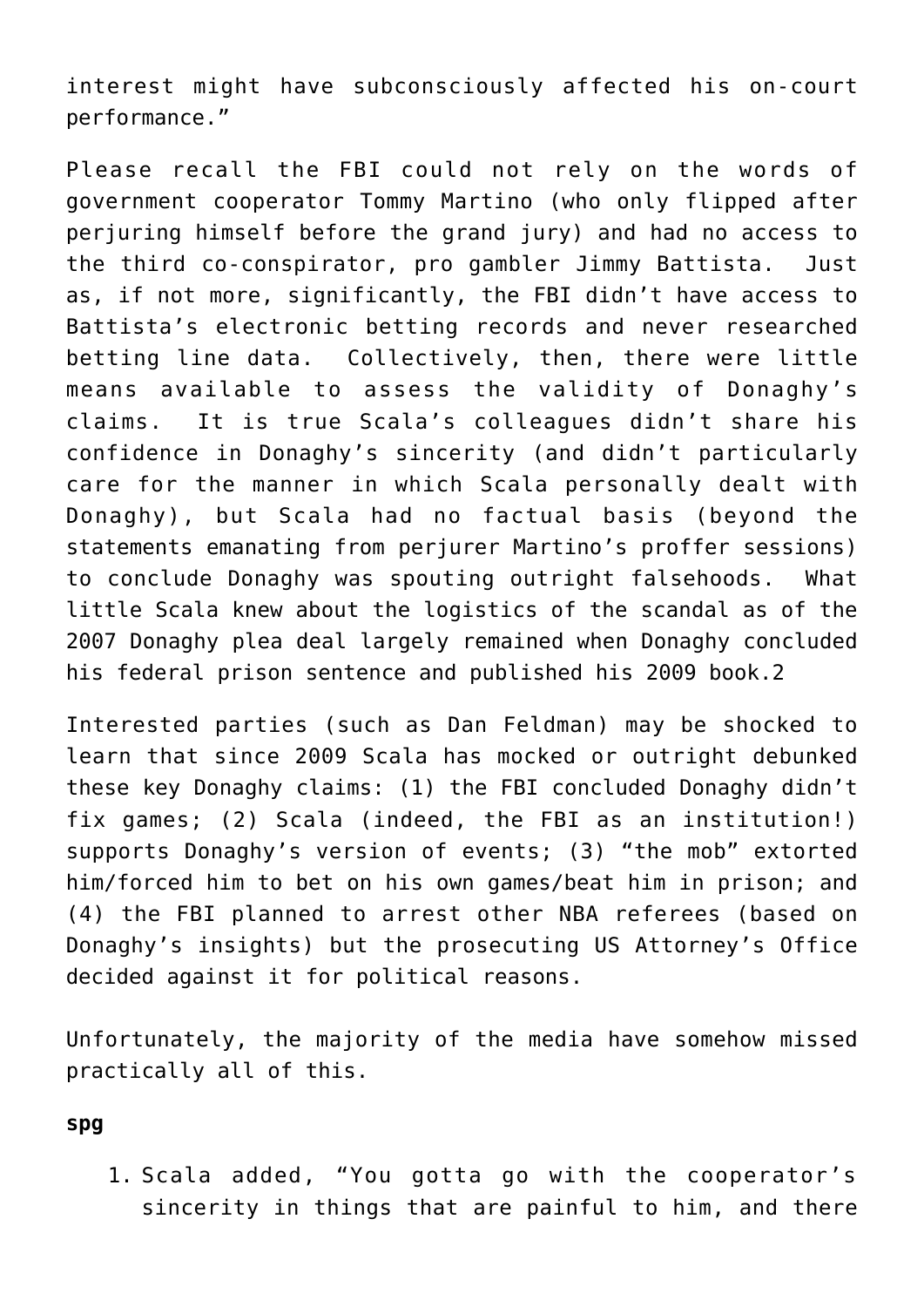interest might have subconsciously affected his on-court performance."

Please recall the FBI could not rely on the words of government cooperator Tommy Martino (who only flipped after perjuring himself before the grand jury) and had no access to the third co-conspirator, pro gambler Jimmy Battista. Just as, if not more, significantly, the FBI didn't have access to Battista's electronic betting records and never researched betting line data. Collectively, then, there were little means available to assess the validity of Donaghy's claims. It is true Scala's colleagues didn't share his confidence in Donaghy's sincerity (and didn't particularly care for the manner in which Scala personally dealt with Donaghy), but Scala had no factual basis (beyond the statements emanating from perjurer Martino's proffer sessions) to conclude Donaghy was spouting outright falsehoods. What little Scala knew about the logistics of the scandal as of the 2007 Donaghy plea deal largely remained when Donaghy concluded his federal prison sentence and published his 2009 book.2

Interested parties (such as Dan Feldman) may be shocked to learn that since 2009 Scala has mocked or outright debunked these key Donaghy claims: (1) the FBI concluded Donaghy didn't fix games; (2) Scala (indeed, the FBI as an institution!) supports Donaghy's version of events; (3) "the mob" extorted him/forced him to bet on his own games/beat him in prison; and (4) the FBI planned to arrest other NBA referees (based on Donaghy's insights) but the prosecuting US Attorney's Office decided against it for political reasons.

Unfortunately, the majority of the media have somehow missed practically all of this.

**spg**

1. Scala added, "You gotta go with the cooperator's sincerity in things that are painful to him, and there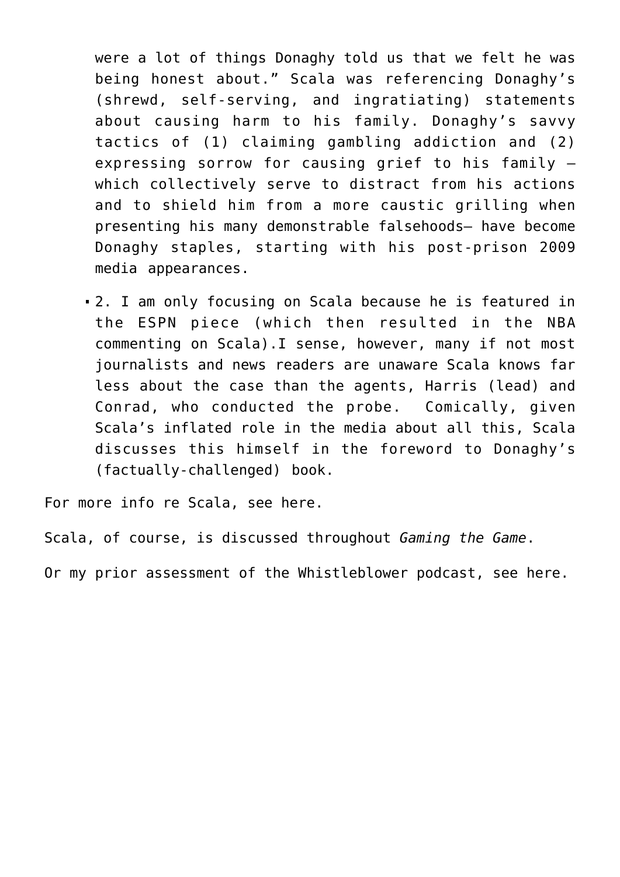were a lot of things Donaghy told us that we felt he was being honest about." Scala was referencing Donaghy's (shrewd, self-serving, and ingratiating) statements about causing harm to his family. Donaghy's savvy tactics of (1) claiming gambling addiction and (2) expressing sorrow for causing grief to his family – which collectively serve to distract from his actions and to shield him from a more caustic grilling when presenting his many demonstrable falsehoods– have become Donaghy staples, starting with his post-prison 2009 media appearances.

- 2. I am only focusing on Scala because he is featured in the ESPN piece (which then resulted in the NBA commenting on Scala).I sense, however, many if not most journalists and news readers are unaware Scala knows far less about the case than the agents, Harris (lead) and Conrad, who conducted the probe. Comically, given Scala's inflated role in the media about all this, Scala discusses this himself in the foreword to Donaghy's (factually-challenged) book.

For more info re Scala, see here.

Scala, of course, is discussed throughout *Gaming the Game*.

Or my prior assessment of the Whistleblower podcast, see here.